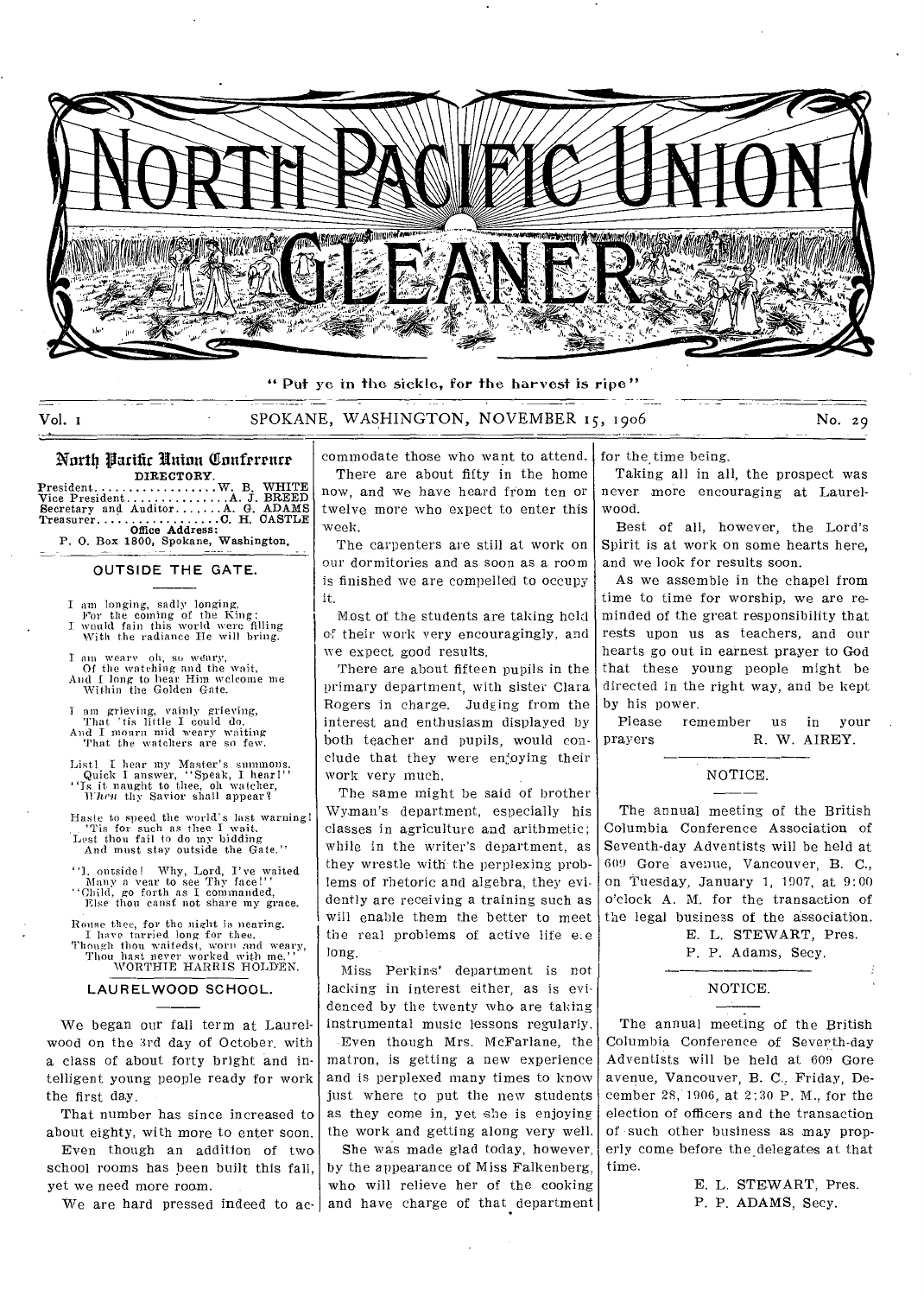# NORTH PACIFIC UNION GLEANER

"Put ye in the sickle, for the harvest is ripe"

Vol. 1 SPOKANE, WASHINGTON, NOVEMBER 15, 1906 No. 29

## North Pacific Union Conference

DIRECTORY.

President.................W. B. WHITE
Vice President...............A. J. BREED
Secretary and Auditor.......A. G. ADAMS
Treasurer..................C. H. CASTLE

Office Address:
P. O. Box 1800, Spokane, Washington.

## OUTSIDE THE GATE.

I am longing, sadly longing,
For the coming of the King;
I would fain this world were filling
With the radiance He will bring.

I am weary oh, so weary,
Of the watching and the wait,
And I long to hear Him welcome me
Within the Golden Gate.

I am grieving, vainly grieving,
That 'tis little I could do,
And I mourn mid weary waiting
That the watchers are so few.

List! I hear my Master's summons,
Quick I answer, "Speak, I hear!"
"Is it naught to thee, oh watcher,
*When* thy Savior shall appear?

Haste to speed the world's last warning!
'Tis for such as thee I wait.
Lest thou fail to do my bidding
And must stay outside the Gate."

"I, outside! Why, Lord, I've waited
Many a year to see Thy face!"
"Child, go forth as I commanded,
Else thou canst not share my grace.

Rouse thee, for the night is nearing.
I have tarried long for thee.
Though thou waitedst, worn and weary,
Thou hast never worked with me."

WORTHIE HARRIS HOLDEN.

## LAURELWOOD SCHOOL.

We began our fall term at Laurelwood on the 3rd day of October, with a class of about forty bright and intelligent young people ready for work the first day.

That number has since increased to about eighty, with more to enter soon.

Even though an addition of two school rooms has been built this fall, yet we need more room.

We are hard pressed indeed to accommodate those who want to attend.

There are about fifty in the home now, and we have heard from ten or twelve more who expect to enter this week.

The carpenters are still at work on our dormitories and as soon as a room is finished we are compelled to occupy it.

Most of the students are taking hold of their work very encouragingly, and we expect good results.

There are about fifteen pupils in the primary department, with sister Clara Rogers in charge. Judging from the interest and enthusiasm displayed by both teacher and pupils, would conclude that they were enjoying their work very much.

The same might be said of brother Wyman's department, especially his classes in agriculture and arithmetic; while in the writer's department, as they wrestle with the perplexing problems of rhetoric and algebra, they evidently are receiving a training such as will enable them the better to meet the real problems of active life e.e long.

Miss Perkins' department is not lacking in interest either, as is evidenced by the twenty who are taking instrumental music lessons regularly.

Even though Mrs. McFarlane, the matron, is getting a new experience and is perplexed many times to know just where to put the new students as they come in, yet she is enjoying the work and getting along very well.

She was made glad today, however, by the appearance of Miss Falkenberg, who will relieve her of the cooking and have charge of that department for the time being.

Taking all in all, the prospect was never more encouraging at Laurelwood.

Best of all, however, the Lord's Spirit is at work on some hearts here, and we look for results soon.

As we assemble in the chapel from time to time for worship, we are reminded of the great responsibility that rests upon us as teachers, and our hearts go out in earnest prayer to God that these young people might be directed in the right way, and be kept by his power.

Please remember us in your prayers

R. W. AIREY.

## NOTICE.

The annual meeting of the British Columbia Conference Association of Seventh-day Adventists will be held at 609 Gore avenue, Vancouver, B. C., on Tuesday, January 1, 1907, at 9:00 o'clock A. M. for the transaction of the legal business of the association.

E. L. STEWART, Pres.
P. P. Adams, Secy.

## NOTICE.

The annual meeting of the British Columbia Conference of Seventh-day Adventists will be held at 609 Gore avenue, Vancouver, B. C., Friday, December 28, 1906, at 2:30 P. M., for the election of officers and the transaction of such other business as may properly come before the delegates at that time.

E. L. STEWART, Pres.
P. P. ADAMS, Secy.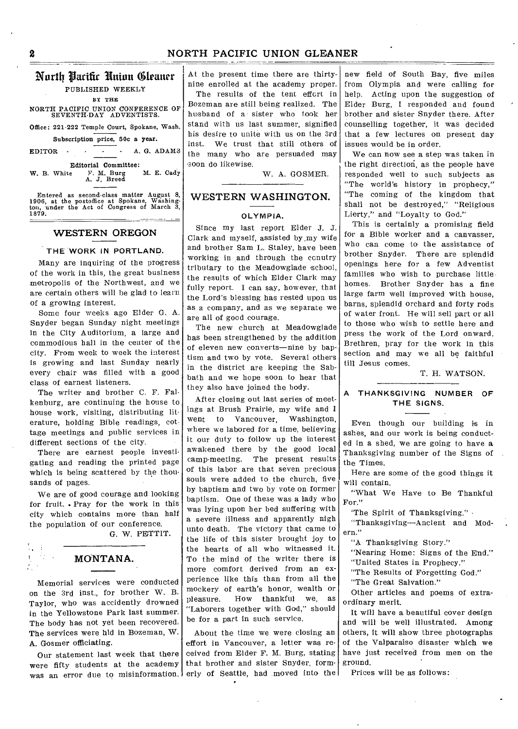# North Pacific Union Gleaner

PUBLISHED WEEKLY

BY THE

NORTH PACIFIC UNION CONFERENCE OF SEVENTH-DAY ADVENTISTS.

Office: 221-222 Temple Court, Spokane, Wash.

Subscription price, 50c a year.

EDITOR - - - - A. G. ADAMS

Editorial Committee:

W. B. White F. M. Burg M. E. Cady
A. J. Breed

Entered as second-class matter August 8, 1906, at the postoffice at Spokane, Washington, under the Act of Congress of March 3, 1879.

## WESTERN OREGON

### THE WORK IN PORTLAND.

Many are inquiring of the progress of the work in this, the great business metropolis of the Northwest, and we are certain others will be glad to learn of a growing interest.

Some four weeks ago Elder G. A. Snyder began Sunday night meetings in the City Auditorium, a large and commodious hall in the center of the city. From week to week the interest is growing and last Sunday nearly every chair was filled with a good class of earnest listeners.

The writer and brother C. F. Falkenburg, are continuing the house to house work, visiting, distributing literature, holding Bible readings, cottage meetings and public services in different sections of the city.

There are earnest people investigating and reading the printed page which is being scattered by the thousands of pages.

We are of good courage and looking for fruit. Pray for the work in this city which contains more than half the population of our conference.

G. W. PETTIT.

## MONTANA.

Memorial services were conducted on the 3rd inst., for brother W. B. Taylor, who was accidently drowned in the Yellowstone Park last summer. The body has not yet been recovered. The services were hld in Bozeman, W. A. Gosmer officiating.

Our statement last week that there were fifty students at the academy was an error due to misinformation. At the present time there are thirty-nine enrolled at the academy proper.

The results of the tent effort in Bozeman are still being realized. The husband of a sister who took her stand with us last summer, signified his desire to unite with us on the 3rd inst. We trust that still others of the many who are persuaded may soon do likewise.

W. A. GOSMER.

## WESTERN WASHINGTON.

### OLYMPIA.

Since my last report Elder J. J. Clark and myself, assisted by my wife and brother Sam L. Staley, have been working in and through the country tributary to the Meadowglade school, the results of which Elder Clark may fully report. I can say, however, that the Lord's blessing has rested upon us as a company, and as we separate we are all of good courage.

The new church at Meadowglade has been strengthened by the addition of eleven new converts—nine by baptism and two by vote. Several others in the district are keeping the Sabbath and we hope soon to hear that they also have joined the body.

After closing out last series of meetings at Brush Prairie, my wife and I went to Vancouver, Washington, where we labored for a time, believing it our duty to follow up the interest awakened there by the good local camp-meeting. The present results of this labor are that seven precious souls were added to the church, five by baptism and two by vote on former baptism. One of these was a lady who was lying upon her bed suffering with a severe illness and apparently nigh unto death. The victory that came to the life of this sister brought joy to the hearts of all who witnessed it. To the mind of the writer there is more comfort derived from an experience like this than from all the mockery of earth's honor, wealth or pleasure. How thankful we, as "Laborers together with God," should be for a part in such service.

About the time we were closing an effort in Vancouver, a letter was received from Elder F. M. Burg, stating that brother and sister Snyder, formerly of Seattle, had moved into the new field of South Bay, five miles from Olympia and were calling for help. Acting upon the suggestion of Elder Burg, I responded and found brother and sister Snyder there. After counselling together, it was decided that a few lectures on present day issues would be in order.

We can now see a step was taken in the right direction, as the people have responded well to such subjects as "The world's history in prophecy," "The coming of the kingdom that shall not be destroyed," "Religious Lierty," and "Loyalty to God."

This is certainly a promising field for a Bible worker and a canvasser, who can come to the assistance of brother Snyder. There are splendid openings here for a few Adventist families who wish to purchase little homes. Brother Snyder has a fine large farm well improved with house, barns, splendid orchard and forty rods of water front. He will sell part or all to those who wish to settle here and press the work of the Lord onward. Brethren, pray for the work in this section and may we all be faithful till Jesus comes.

T. H. WATSON.

## A THANKSGIVING NUMBER OF THE SIGNS.

Even though our building is in ashes, and our work is being conducted in a shed, we are going to have a Thanksgiving number of the Signs of the Times.

Here are some of the good things it will contain.

"What We Have to Be Thankful For."

"The Spirit of Thanksgiving."

"Thanksgiving—Ancient and Modern."

"A Thanksgiving Story."

"Nearing Home: Signs of the End."

"United States in Prophecy."

"The Results of Forgetting God."

"The Great Salvation."

Other articles and poems of extraordinary merit.

It will have a beautiful cover design and will be well illustrated. Among others, it will show three photographs of the Valparaiso disaster which we have just received from men on the ground.

Prices will be as follows: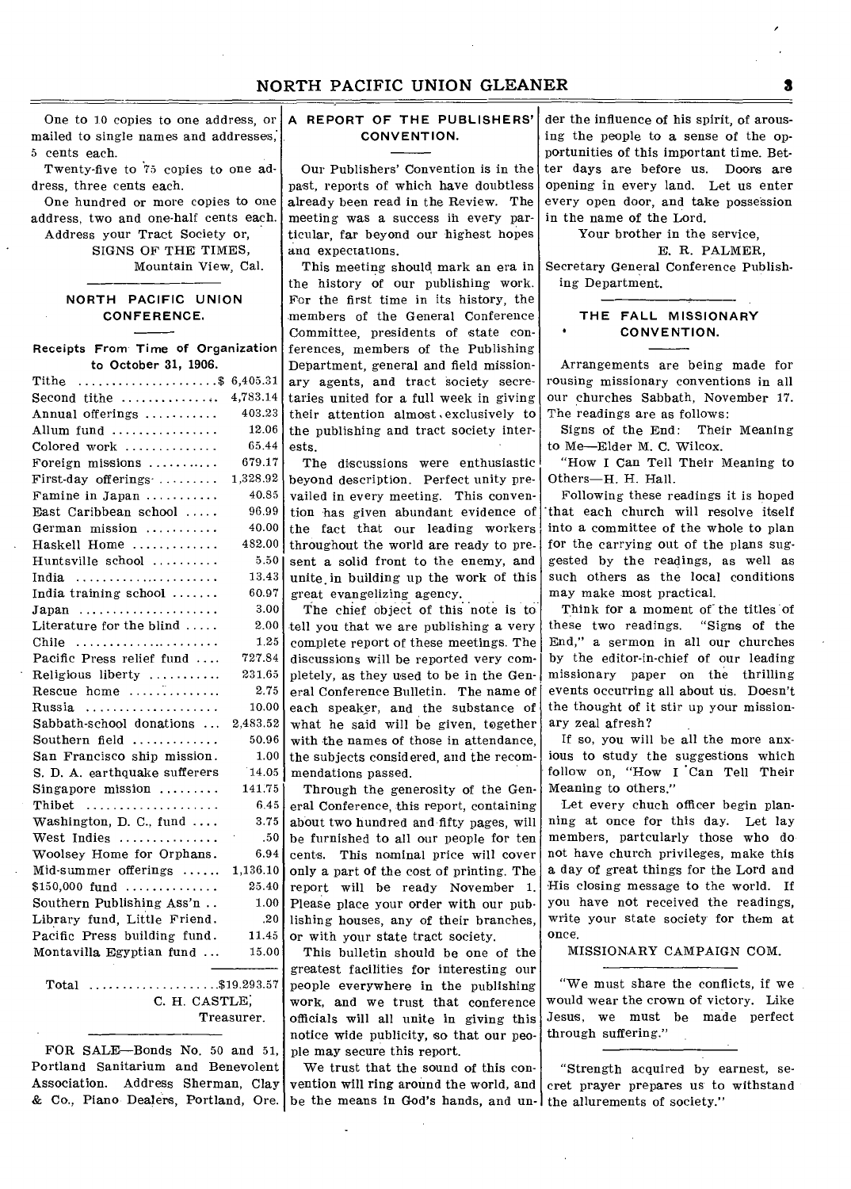One to 10 copies to one address, or mailed to single names and addresses, 5 cents each.

Twenty-five to 75 copies to one address, three cents each.

One hundred or more copies to one address, two and one-half cents each.

Address your Tract Society or,

SIGNS OF THE TIMES,
Mountain View, Cal.

## NORTH PACIFIC UNION CONFERENCE.

### Receipts From Time of Organization to October 31, 1906.

| | |
|---|---|
| Tithe | $ 6,405.31 |
| Second tithe | 4,783.14 |
| Annual offerings | 403.23 |
| Allum fund | 12.06 |
| Colored work | 65.44 |
| Foreign missions | 679.17 |
| First-day offerings | 1,328.92 |
| Famine in Japan | 40.85 |
| East Caribbean school | 96.99 |
| German mission | 40.00 |
| Haskell Home | 482.00 |
| Huntsville school | 5.50 |
| India | 13.43 |
| India training school | 60.97 |
| Japan | 3.00 |
| Literature for the blind | 2.00 |
| Chile | 1.25 |
| Pacific Press relief fund | 727.84 |
| Religious liberty | 231.65 |
| Rescue home | 2.75 |
| Russia | 10.00 |
| Sabbath-school donations | 2,483.52 |
| Southern field | 50.96 |
| San Francisco ship mission | 1.00 |
| S. D. A. earthquake sufferers | 14.05 |
| Singapore mission | 141.75 |
| Thibet | 6.45 |
| Washington, D. C., fund | 3.75 |
| West Indies | .50 |
| Woolsey Home for Orphans | 6.94 |
| Mid-summer offerings | 1,136.10 |
| $150,000 fund | 25.40 |
| Southern Publishing Ass'n | 1.00 |
| Library fund, Little Friend | .20 |
| Pacific Press building fund | 11.45 |
| Montavilla Egyptian fund | 15.00 |
| Total | $19,293.57 |

C. H. CASTLE,
Treasurer.

---

FOR SALE—Bonds No. 50 and 51, Portland Sanitarium and Benevolent Association. Address Sherman, Clay & Co., Piano Dealers, Portland, Ore.

## A REPORT OF THE PUBLISHERS' CONVENTION.

Our Publishers' Convention is in the past, reports of which have doubtless already been read in the Review. The meeting was a success in every particular, far beyond our highest hopes and expectations.

This meeting should mark an era in the history of our publishing work. For the first time in its history, the members of the General Conference Committee, presidents of state conferences, members of the Publishing Department, general and field missionary agents, and tract society secretaries united for a full week in giving their attention almost exclusively to the publishing and tract society interests.

The discussions were enthusiastic beyond description. Perfect unity prevailed in every meeting. This convention has given abundant evidence of the fact that our leading workers throughout the world are ready to present a solid front to the enemy, and unite in building up the work of this great evangelizing agency.

The chief object of this note is to tell you that we are publishing a very complete report of these meetings. The discussions will be reported very completely, as they used to be in the General Conference Bulletin. The name of each speaker, and the substance of what he said will be given, together with the names of those in attendance, the subjects considered, and the recommendations passed.

Through the generosity of the General Conference, this report, containing about two hundred and fifty pages, will be furnished to all our people for ten cents. This nominal price will cover only a part of the cost of printing. The report will be ready November 1. Please place your order with our publishing houses, any of their branches, or with your state tract society.

This bulletin should be one of the greatest facilities for interesting our people everywhere in the publishing work, and we trust that conference officials will all unite in giving this notice wide publicity, so that our people may secure this report.

We trust that the sound of this convention will ring around the world, and be the means in God's hands, and under the influence of his spirit, of arousing the people to a sense of the opportunities of this important time. Better days are before us. Doors are opening in every land. Let us enter every open door, and take possession in the name of the Lord.

Your brother in the service,

E. R. PALMER,
Secretary General Conference Publishing Department.

## THE FALL MISSIONARY CONVENTION.

Arrangements are being made for rousing missionary conventions in all our churches Sabbath, November 17. The readings are as follows:

Signs of the End: Their Meaning to Me—Elder M. C. Wilcox.

"How I Can Tell Their Meaning to Others—H. H. Hall.

Following these readings it is hoped that each church will resolve itself into a committee of the whole to plan for the carrying out of the plans suggested by the readings, as well as such others as the local conditions may make most practical.

Think for a moment of the titles of these two readings. "Signs of the End," a sermon in all our churches by the editor-in-chief of our leading missionary paper on the thrilling events occurring all about us. Doesn't the thought of it stir up your missionary zeal afresh?

If so, you will be all the more anxious to study the suggestions which follow on, "How I Can Tell Their Meaning to others."

Let every chuch officer begin planning at once for this day. Let lay members, partcularly those who do not have church privileges, make this a day of great things for the Lord and His closing message to the world. If you have not received the readings, write your state society for them at once.

MISSIONARY CAMPAIGN COM.

---

"We must share the conflicts, if we would wear the crown of victory. Like Jesus, we must be made perfect through suffering."

---

"Strength acquired by earnest, secret prayer prepares us to withstand the allurements of society."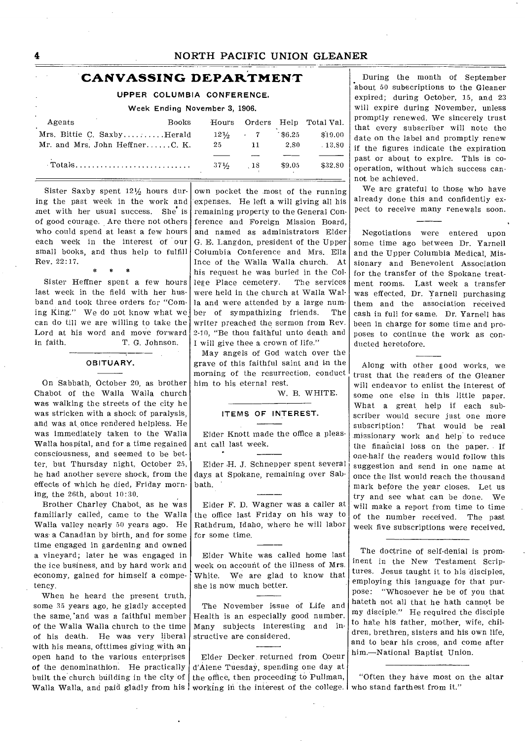## CANVASSING DEPARTMENT

### UPPER COLUMBIA CONFERENCE.

Week Ending November 3, 1906.

| Agents | Books | Hours | Orders | Help | Total Val. |
|---|---|---|---|---|---|
| Mrs. Bittie C. Saxby | Herald | 12½ | 7 | $6.25 | $19.00 |
| Mr. and Mrs. John Heffner | C. K. | 25 | 11 | 2.80 | 13.80 |
| Totals |  | 37½ | 18 | $9.05 | $32.80 |

Sister Saxby spent 12½ hours during the past week in the work and met with her usual success. She is of good courage. Are there not others who could spend at least a few hours each week in the interest of our small books, and thus help to fulfill Rev. 22:17.

\* \* \*

Sister Heffner spent a few hours last week in the field with her husband and took three orders for "Coming King." We do not know what we can do till we are willing to take the Lord at his word and move forward in faith.

T. G. Johnson.

### OBITUARY.

On Sabbath, October 20, as brother Chabot of the Walla Walla church was walking the streets of the city he was stricken with a shock of paralysis, and was at once rendered helpless. He was immediately taken to the Walla Walla hospital, and for a time regained consciousness, and seemed to be better, but Thursday night, October 25, he had another severe shock, from the effects of which he died, Friday morning, the 26th, about 10:30.

Brother Charley Chabot, as he was familiarly called, came to the Walla Walla valley nearly 50 years ago. He was a Canadian by birth, and for some time engaged in gardening and owned a vineyard; later he was engaged in the ice business, and by hard work and economy, gained for himself a competency.

When he heard the present truth, some 35 years ago, he gladly accepted the same, and was a faithful member of the Walla Walla church to the time of his death. He was very liberal with his means, ofttimes giving with an open hand to the various enterprises of the denominathion. He practically built the church building in the city of Walla Walla, and paid gladly from his own pocket the most of the running expenses. He left a will giving all his remaining property to the General Conference and Foreign Mission Board, and named as administrators Elder G. E. Langdon, president of the Upper Columbia Conference and Mrs. Ella Ince of the Walla Walla church. At his request he was buried in the College Place cemetery. The services were held in the church at Walla Walla and were attended by a large number of sympathizing friends. The writer preached the sermon from Rev. 2-10, "Be thou faithful unto death and I will give thee a crown of life."

May angels of God watch over the grave of this faithful saint and in the morning of the resurrection, conduct him to his eternal rest.

W. B. WHITE.

### ITEMS OF INTEREST.

Elder Knott made the office a pleasant call last week.

Elder H. J. Schnepper spent several days at Spokane, remaining over Sabbath.

Elder F. D. Wagner was a caller at the office last Friday on his way to Rathdrum, Idaho, where he will labor for some time.

Elder White was called home last week on account of the illness of Mrs. White. We are glad to know that she is now much better.

The November issue of Life and Health is an especially good number. Many subjects interesting and instructive are considered.

Elder Decker returned from Coeur d'Alene Tuesday, spending one day at the office, then proceeding to Pullman, working in the interest of the college.

During the month of September about 50 subscriptions to the Gleaner expired; during October, 15, and 23 will expire during November, unless promptly renewed. We sincerely trust that every subscriber will note the date on the label and promptly renew if the figures indicate the expiration past or about to expire. This is cooperation, without which success cannot be achieved.

We are grateful to those who have already done this and confidently expect to receive many renewals soon.

Negotiations were entered upon some time ago between Dr. Yarnell and the Upper Columbia Medical, Missionary and Benevolent Association for the transfer of the Spokane treatment rooms. Last week a transfer was effected, Dr. Yarnell purchasing them and the association received cash in full for same. Dr. Yarnell has been in charge for some time and proposes to continue the work as conducted heretofore.

Along with other good works, we trust that the readers of the Gleaner will endeavor to enlist the interest of some one else in this little paper. What a great help if each subscriber would secure just one more subscription! That would be real missionary work and help to reduce the financial loss on the paper. If one-half the readers would follow this suggestion and send in one name at once the list would reach the thousand mark before the year closes. Let us try and see what can be done. We will make a report from time to time of the number received. The past week five subscriptions were received.

The doctrine of self-denial is prominent in the New Testament Scriptures. Jesus taught it to his disciples, employing this language for that purpose: "Whosoever he be of you that hateth not all that he hath cannot be my disciple." He required the disciple to hate his father, mother, wife, children, brethren, sisters and his own life, and to bear his cross, and come after him.—National Baptist Union.

"Often they have most on the altar who stand farthest from it."